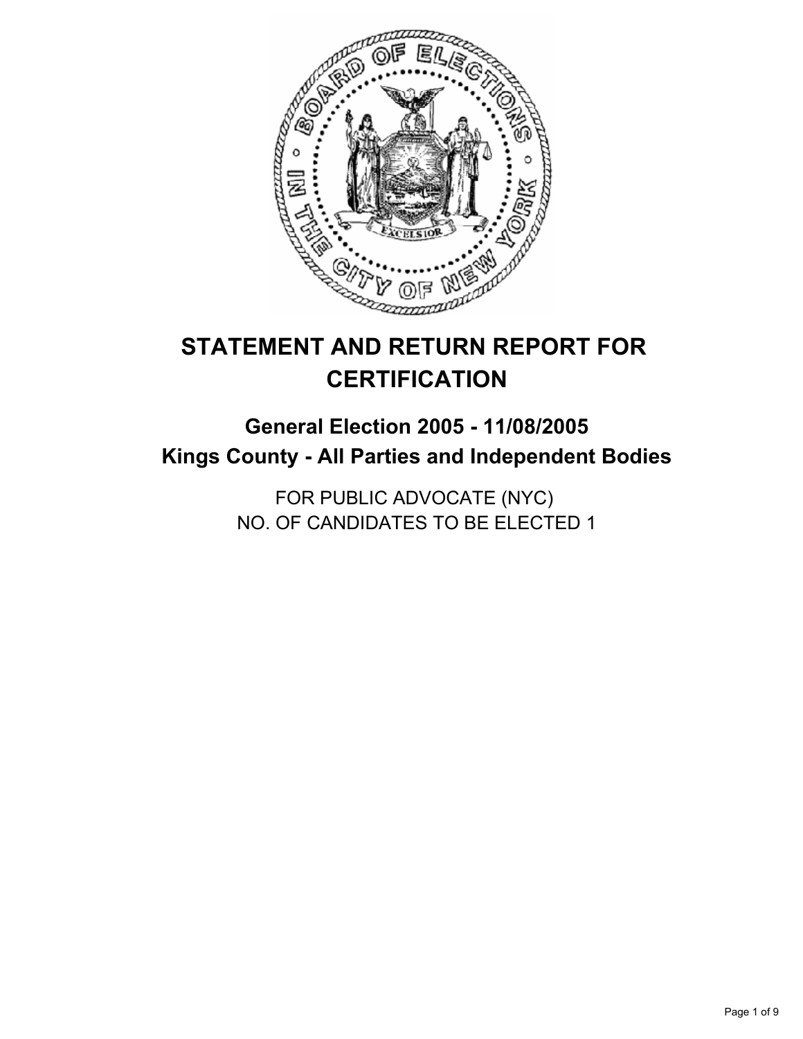# STATEMENT AND RETURN REPORT FOR CERTIFICATION

## General Election 2005 - 11/08/2005
## Kings County - All Parties and Independent Bodies

FOR PUBLIC ADVOCATE (NYC)
NO. OF CANDIDATES TO BE ELECTED 1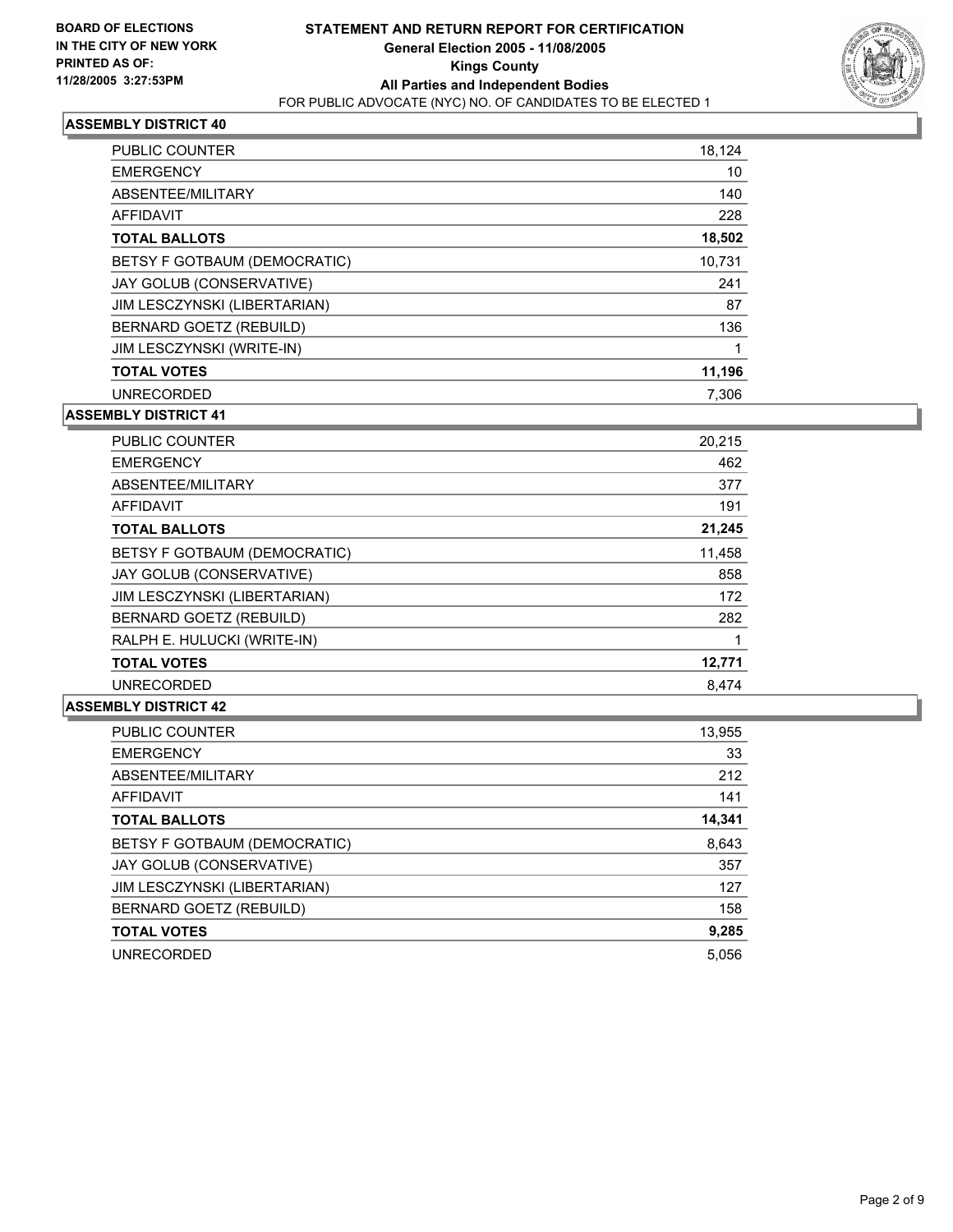**BOARD OF ELECTIONS IN THE CITY OF NEW YORK**
**PRINTED AS OF: 11/28/2005 3:27:53PM**

# STATEMENT AND RETURN REPORT FOR CERTIFICATION
## General Election 2005 - 11/08/2005
## Kings County
## All Parties and Independent Bodies
FOR PUBLIC ADVOCATE (NYC) NO. OF CANDIDATES TO BE ELECTED 1

### ASSEMBLY DISTRICT 40

| | |
|---|---|
| PUBLIC COUNTER | 18,124 |
| EMERGENCY | 10 |
| ABSENTEE/MILITARY | 140 |
| AFFIDAVIT | 228 |
| **TOTAL BALLOTS** | **18,502** |
| BETSY F GOTBAUM (DEMOCRATIC) | 10,731 |
| JAY GOLUB (CONSERVATIVE) | 241 |
| JIM LESCZYNSKI (LIBERTARIAN) | 87 |
| BERNARD GOETZ (REBUILD) | 136 |
| JIM LESCZYNSKI (WRITE-IN) | 1 |
| **TOTAL VOTES** | **11,196** |
| UNRECORDED | 7,306 |

### ASSEMBLY DISTRICT 41

| | |
|---|---|
| PUBLIC COUNTER | 20,215 |
| EMERGENCY | 462 |
| ABSENTEE/MILITARY | 377 |
| AFFIDAVIT | 191 |
| **TOTAL BALLOTS** | **21,245** |
| BETSY F GOTBAUM (DEMOCRATIC) | 11,458 |
| JAY GOLUB (CONSERVATIVE) | 858 |
| JIM LESCZYNSKI (LIBERTARIAN) | 172 |
| BERNARD GOETZ (REBUILD) | 282 |
| RALPH E. HULUCKI (WRITE-IN) | 1 |
| **TOTAL VOTES** | **12,771** |
| UNRECORDED | 8,474 |

### ASSEMBLY DISTRICT 42

| | |
|---|---|
| PUBLIC COUNTER | 13,955 |
| EMERGENCY | 33 |
| ABSENTEE/MILITARY | 212 |
| AFFIDAVIT | 141 |
| **TOTAL BALLOTS** | **14,341** |
| BETSY F GOTBAUM (DEMOCRATIC) | 8,643 |
| JAY GOLUB (CONSERVATIVE) | 357 |
| JIM LESCZYNSKI (LIBERTARIAN) | 127 |
| BERNARD GOETZ (REBUILD) | 158 |
| **TOTAL VOTES** | **9,285** |
| UNRECORDED | 5,056 |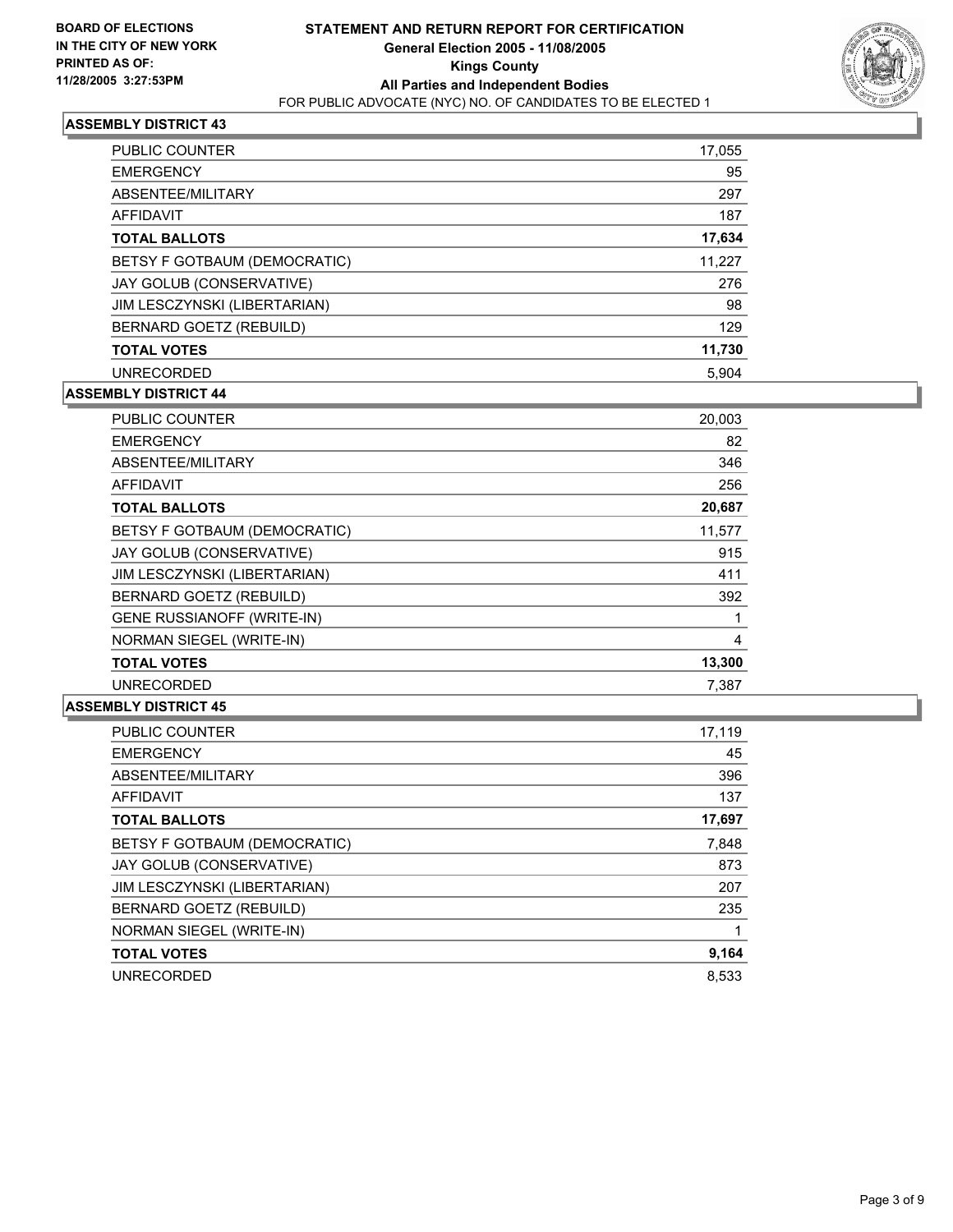**BOARD OF ELECTIONS IN THE CITY OF NEW YORK PRINTED AS OF: 11/28/2005 3:27:53PM**

# STATEMENT AND RETURN REPORT FOR CERTIFICATION

## General Election 2005 - 11/08/2005

## Kings County

## All Parties and Independent Bodies

FOR PUBLIC ADVOCATE (NYC) NO. OF CANDIDATES TO BE ELECTED 1

### ASSEMBLY DISTRICT 43

| | |
|---|---|
| PUBLIC COUNTER | 17,055 |
| EMERGENCY | 95 |
| ABSENTEE/MILITARY | 297 |
| AFFIDAVIT | 187 |
| **TOTAL BALLOTS** | **17,634** |
| BETSY F GOTBAUM (DEMOCRATIC) | 11,227 |
| JAY GOLUB (CONSERVATIVE) | 276 |
| JIM LESCZYNSKI (LIBERTARIAN) | 98 |
| BERNARD GOETZ (REBUILD) | 129 |
| **TOTAL VOTES** | **11,730** |
| UNRECORDED | 5,904 |

### ASSEMBLY DISTRICT 44

| | |
|---|---|
| PUBLIC COUNTER | 20,003 |
| EMERGENCY | 82 |
| ABSENTEE/MILITARY | 346 |
| AFFIDAVIT | 256 |
| **TOTAL BALLOTS** | **20,687** |
| BETSY F GOTBAUM (DEMOCRATIC) | 11,577 |
| JAY GOLUB (CONSERVATIVE) | 915 |
| JIM LESCZYNSKI (LIBERTARIAN) | 411 |
| BERNARD GOETZ (REBUILD) | 392 |
| GENE RUSSIANOFF (WRITE-IN) | 1 |
| NORMAN SIEGEL (WRITE-IN) | 4 |
| **TOTAL VOTES** | **13,300** |
| UNRECORDED | 7,387 |

### ASSEMBLY DISTRICT 45

| | |
|---|---|
| PUBLIC COUNTER | 17,119 |
| EMERGENCY | 45 |
| ABSENTEE/MILITARY | 396 |
| AFFIDAVIT | 137 |
| **TOTAL BALLOTS** | **17,697** |
| BETSY F GOTBAUM (DEMOCRATIC) | 7,848 |
| JAY GOLUB (CONSERVATIVE) | 873 |
| JIM LESCZYNSKI (LIBERTARIAN) | 207 |
| BERNARD GOETZ (REBUILD) | 235 |
| NORMAN SIEGEL (WRITE-IN) | 1 |
| **TOTAL VOTES** | **9,164** |
| UNRECORDED | 8,533 |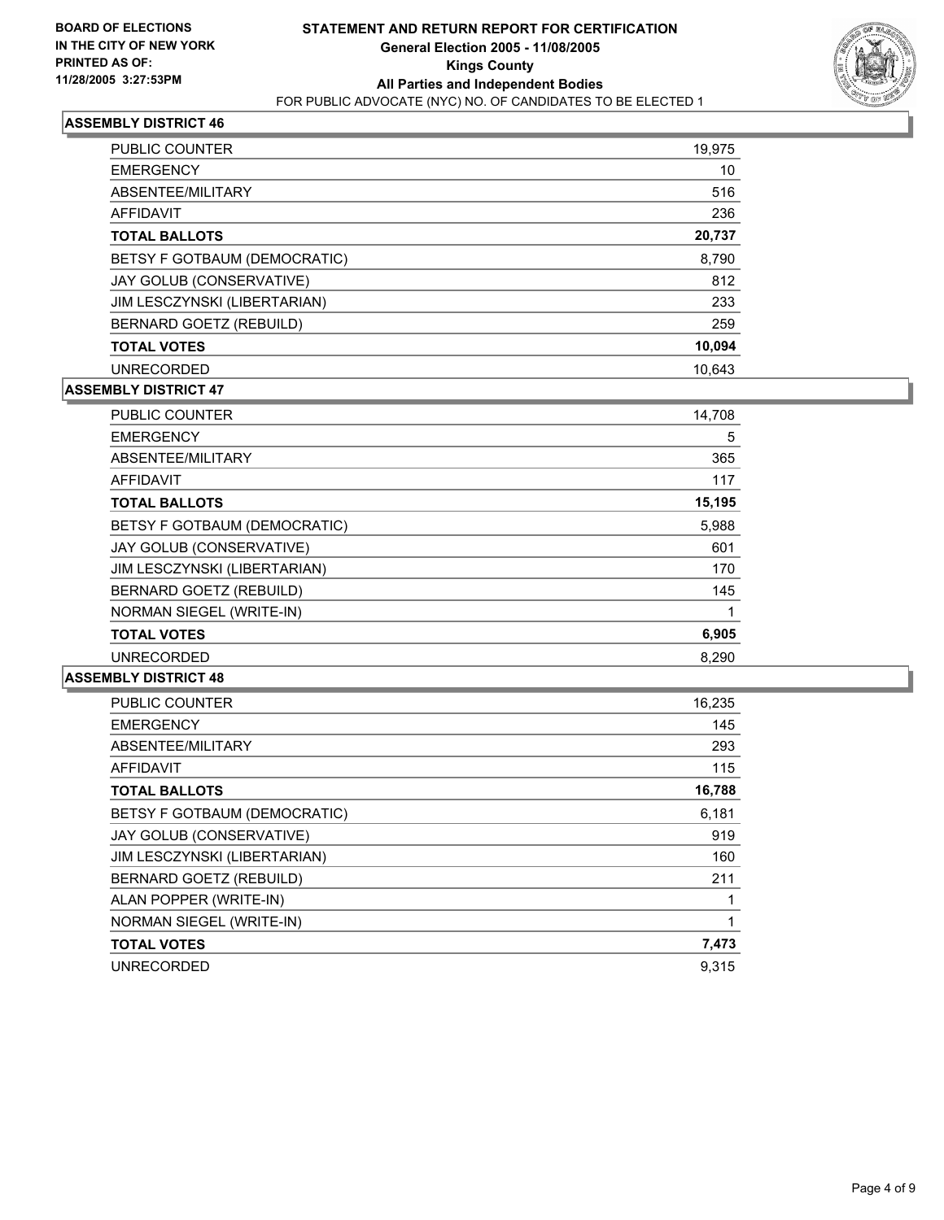**BOARD OF ELECTIONS IN THE CITY OF NEW YORK**
**PRINTED AS OF: 11/28/2005 3:27:53PM**

# STATEMENT AND RETURN REPORT FOR CERTIFICATION
## General Election 2005 - 11/08/2005
## Kings County
## All Parties and Independent Bodies
FOR PUBLIC ADVOCATE (NYC) NO. OF CANDIDATES TO BE ELECTED 1

### ASSEMBLY DISTRICT 46

| | |
|---|---|
| PUBLIC COUNTER | 19,975 |
| EMERGENCY | 10 |
| ABSENTEE/MILITARY | 516 |
| AFFIDAVIT | 236 |
| **TOTAL BALLOTS** | **20,737** |
| BETSY F GOTBAUM (DEMOCRATIC) | 8,790 |
| JAY GOLUB (CONSERVATIVE) | 812 |
| JIM LESCZYNSKI (LIBERTARIAN) | 233 |
| BERNARD GOETZ (REBUILD) | 259 |
| **TOTAL VOTES** | **10,094** |
| UNRECORDED | 10,643 |

### ASSEMBLY DISTRICT 47

| | |
|---|---|
| PUBLIC COUNTER | 14,708 |
| EMERGENCY | 5 |
| ABSENTEE/MILITARY | 365 |
| AFFIDAVIT | 117 |
| **TOTAL BALLOTS** | **15,195** |
| BETSY F GOTBAUM (DEMOCRATIC) | 5,988 |
| JAY GOLUB (CONSERVATIVE) | 601 |
| JIM LESCZYNSKI (LIBERTARIAN) | 170 |
| BERNARD GOETZ (REBUILD) | 145 |
| NORMAN SIEGEL (WRITE-IN) | 1 |
| **TOTAL VOTES** | **6,905** |
| UNRECORDED | 8,290 |

### ASSEMBLY DISTRICT 48

| | |
|---|---|
| PUBLIC COUNTER | 16,235 |
| EMERGENCY | 145 |
| ABSENTEE/MILITARY | 293 |
| AFFIDAVIT | 115 |
| **TOTAL BALLOTS** | **16,788** |
| BETSY F GOTBAUM (DEMOCRATIC) | 6,181 |
| JAY GOLUB (CONSERVATIVE) | 919 |
| JIM LESCZYNSKI (LIBERTARIAN) | 160 |
| BERNARD GOETZ (REBUILD) | 211 |
| ALAN POPPER (WRITE-IN) | 1 |
| NORMAN SIEGEL (WRITE-IN) | 1 |
| **TOTAL VOTES** | **7,473** |
| UNRECORDED | 9,315 |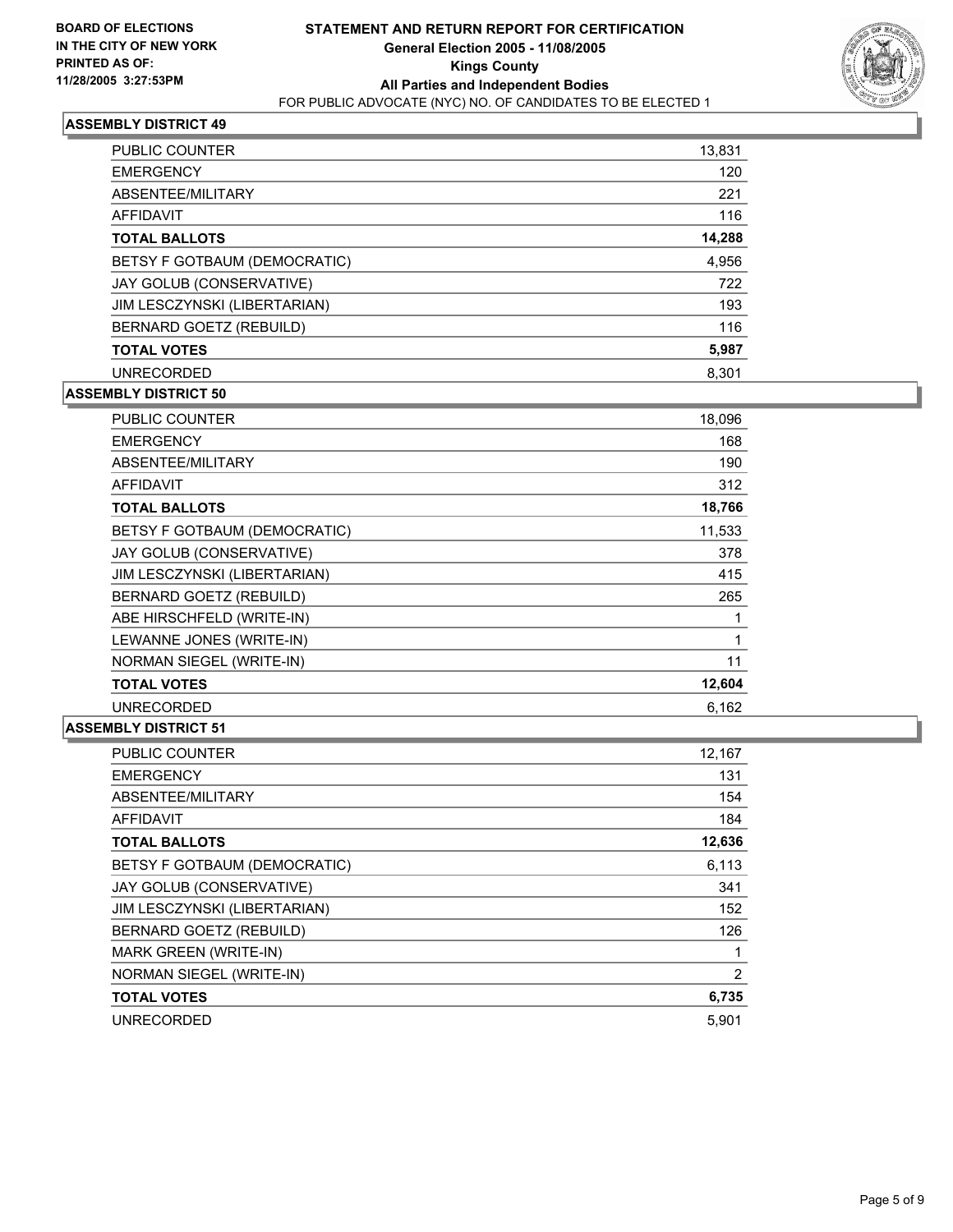**BOARD OF ELECTIONS IN THE CITY OF NEW YORK PRINTED AS OF: 11/28/2005 3:27:53PM**

# STATEMENT AND RETURN REPORT FOR CERTIFICATION
## General Election 2005 - 11/08/2005
## Kings County
## All Parties and Independent Bodies
FOR PUBLIC ADVOCATE (NYC) NO. OF CANDIDATES TO BE ELECTED 1

### ASSEMBLY DISTRICT 49

| | |
|---|---|
| PUBLIC COUNTER | 13,831 |
| EMERGENCY | 120 |
| ABSENTEE/MILITARY | 221 |
| AFFIDAVIT | 116 |
| **TOTAL BALLOTS** | **14,288** |
| BETSY F GOTBAUM (DEMOCRATIC) | 4,956 |
| JAY GOLUB (CONSERVATIVE) | 722 |
| JIM LESCZYNSKI (LIBERTARIAN) | 193 |
| BERNARD GOETZ (REBUILD) | 116 |
| **TOTAL VOTES** | **5,987** |
| UNRECORDED | 8,301 |

### ASSEMBLY DISTRICT 50

| | |
|---|---|
| PUBLIC COUNTER | 18,096 |
| EMERGENCY | 168 |
| ABSENTEE/MILITARY | 190 |
| AFFIDAVIT | 312 |
| **TOTAL BALLOTS** | **18,766** |
| BETSY F GOTBAUM (DEMOCRATIC) | 11,533 |
| JAY GOLUB (CONSERVATIVE) | 378 |
| JIM LESCZYNSKI (LIBERTARIAN) | 415 |
| BERNARD GOETZ (REBUILD) | 265 |
| ABE HIRSCHFELD (WRITE-IN) | 1 |
| LEWANNE JONES (WRITE-IN) | 1 |
| NORMAN SIEGEL (WRITE-IN) | 11 |
| **TOTAL VOTES** | **12,604** |
| UNRECORDED | 6,162 |

### ASSEMBLY DISTRICT 51

| | |
|---|---|
| PUBLIC COUNTER | 12,167 |
| EMERGENCY | 131 |
| ABSENTEE/MILITARY | 154 |
| AFFIDAVIT | 184 |
| **TOTAL BALLOTS** | **12,636** |
| BETSY F GOTBAUM (DEMOCRATIC) | 6,113 |
| JAY GOLUB (CONSERVATIVE) | 341 |
| JIM LESCZYNSKI (LIBERTARIAN) | 152 |
| BERNARD GOETZ (REBUILD) | 126 |
| MARK GREEN (WRITE-IN) | 1 |
| NORMAN SIEGEL (WRITE-IN) | 2 |
| **TOTAL VOTES** | **6,735** |
| UNRECORDED | 5,901 |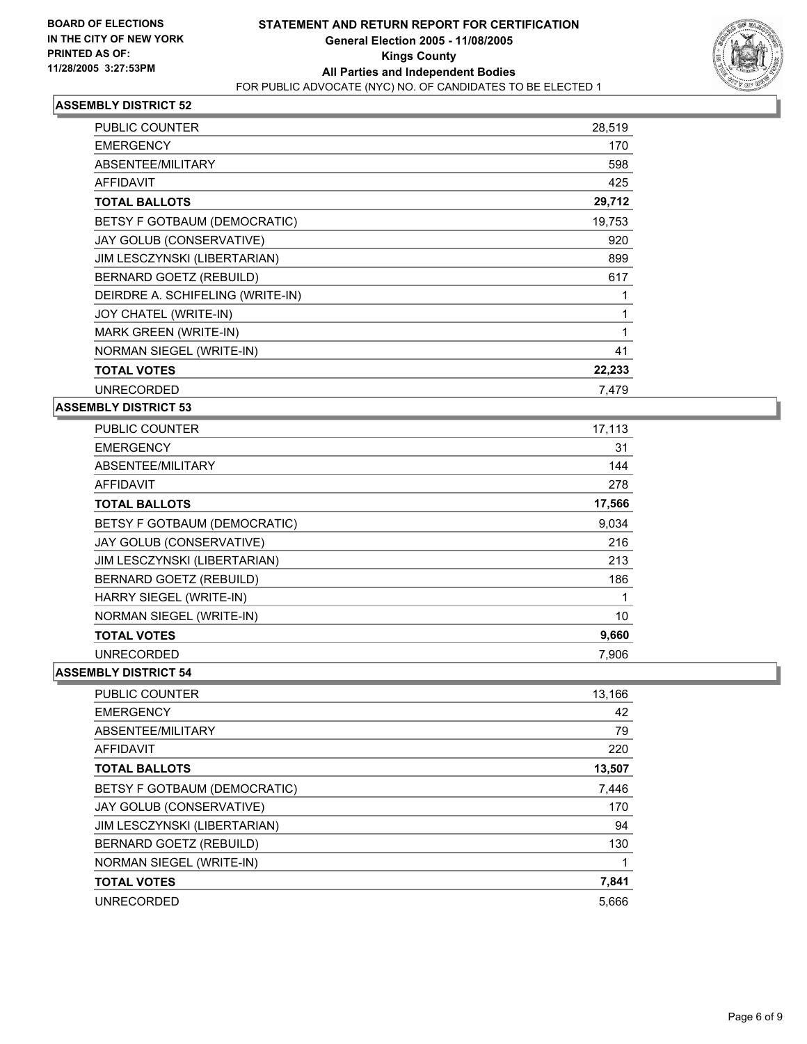**BOARD OF ELECTIONS IN THE CITY OF NEW YORK PRINTED AS OF: 11/28/2005 3:27:53PM**

# STATEMENT AND RETURN REPORT FOR CERTIFICATION
## General Election 2005 - 11/08/2005
## Kings County
## All Parties and Independent Bodies
FOR PUBLIC ADVOCATE (NYC) NO. OF CANDIDATES TO BE ELECTED 1

### ASSEMBLY DISTRICT 52

| | |
|---|---|
| PUBLIC COUNTER | 28,519 |
| EMERGENCY | 170 |
| ABSENTEE/MILITARY | 598 |
| AFFIDAVIT | 425 |
| **TOTAL BALLOTS** | **29,712** |
| BETSY F GOTBAUM (DEMOCRATIC) | 19,753 |
| JAY GOLUB (CONSERVATIVE) | 920 |
| JIM LESCZYNSKI (LIBERTARIAN) | 899 |
| BERNARD GOETZ (REBUILD) | 617 |
| DEIRDRE A. SCHIFELING (WRITE-IN) | 1 |
| JOY CHATEL (WRITE-IN) | 1 |
| MARK GREEN (WRITE-IN) | 1 |
| NORMAN SIEGEL (WRITE-IN) | 41 |
| **TOTAL VOTES** | **22,233** |
| UNRECORDED | 7,479 |

### ASSEMBLY DISTRICT 53

| | |
|---|---|
| PUBLIC COUNTER | 17,113 |
| EMERGENCY | 31 |
| ABSENTEE/MILITARY | 144 |
| AFFIDAVIT | 278 |
| **TOTAL BALLOTS** | **17,566** |
| BETSY F GOTBAUM (DEMOCRATIC) | 9,034 |
| JAY GOLUB (CONSERVATIVE) | 216 |
| JIM LESCZYNSKI (LIBERTARIAN) | 213 |
| BERNARD GOETZ (REBUILD) | 186 |
| HARRY SIEGEL (WRITE-IN) | 1 |
| NORMAN SIEGEL (WRITE-IN) | 10 |
| **TOTAL VOTES** | **9,660** |
| UNRECORDED | 7,906 |

### ASSEMBLY DISTRICT 54

| | |
|---|---|
| PUBLIC COUNTER | 13,166 |
| EMERGENCY | 42 |
| ABSENTEE/MILITARY | 79 |
| AFFIDAVIT | 220 |
| **TOTAL BALLOTS** | **13,507** |
| BETSY F GOTBAUM (DEMOCRATIC) | 7,446 |
| JAY GOLUB (CONSERVATIVE) | 170 |
| JIM LESCZYNSKI (LIBERTARIAN) | 94 |
| BERNARD GOETZ (REBUILD) | 130 |
| NORMAN SIEGEL (WRITE-IN) | 1 |
| **TOTAL VOTES** | **7,841** |
| UNRECORDED | 5,666 |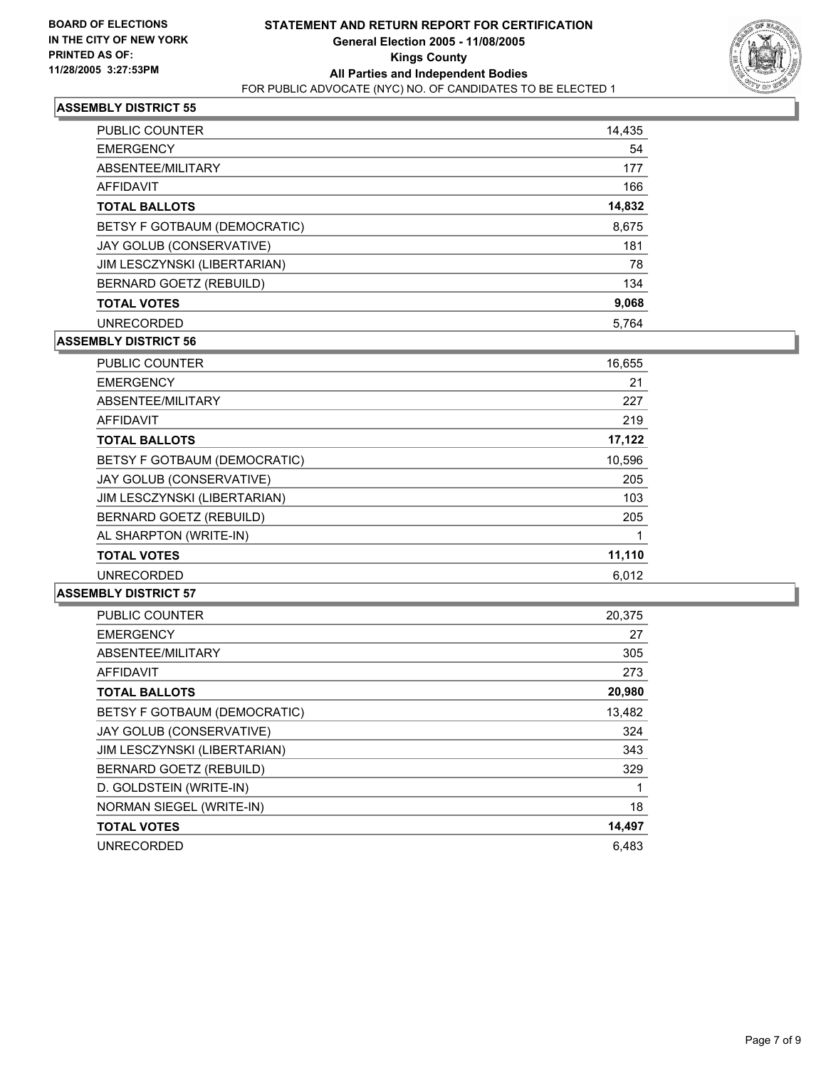**BOARD OF ELECTIONS**
**IN THE CITY OF NEW YORK**
**PRINTED AS OF:**
**11/28/2005 3:27:53PM**

# STATEMENT AND RETURN REPORT FOR CERTIFICATION
## General Election 2005 - 11/08/2005
## Kings County
## All Parties and Independent Bodies
FOR PUBLIC ADVOCATE (NYC) NO. OF CANDIDATES TO BE ELECTED 1

### ASSEMBLY DISTRICT 55

| | |
|---|---|
| PUBLIC COUNTER | 14,435 |
| EMERGENCY | 54 |
| ABSENTEE/MILITARY | 177 |
| AFFIDAVIT | 166 |
| **TOTAL BALLOTS** | **14,832** |
| BETSY F GOTBAUM (DEMOCRATIC) | 8,675 |
| JAY GOLUB (CONSERVATIVE) | 181 |
| JIM LESCZYNSKI (LIBERTARIAN) | 78 |
| BERNARD GOETZ (REBUILD) | 134 |
| **TOTAL VOTES** | **9,068** |
| UNRECORDED | 5,764 |

### ASSEMBLY DISTRICT 56

| | |
|---|---|
| PUBLIC COUNTER | 16,655 |
| EMERGENCY | 21 |
| ABSENTEE/MILITARY | 227 |
| AFFIDAVIT | 219 |
| **TOTAL BALLOTS** | **17,122** |
| BETSY F GOTBAUM (DEMOCRATIC) | 10,596 |
| JAY GOLUB (CONSERVATIVE) | 205 |
| JIM LESCZYNSKI (LIBERTARIAN) | 103 |
| BERNARD GOETZ (REBUILD) | 205 |
| AL SHARPTON (WRITE-IN) | 1 |
| **TOTAL VOTES** | **11,110** |
| UNRECORDED | 6,012 |

### ASSEMBLY DISTRICT 57

| | |
|---|---|
| PUBLIC COUNTER | 20,375 |
| EMERGENCY | 27 |
| ABSENTEE/MILITARY | 305 |
| AFFIDAVIT | 273 |
| **TOTAL BALLOTS** | **20,980** |
| BETSY F GOTBAUM (DEMOCRATIC) | 13,482 |
| JAY GOLUB (CONSERVATIVE) | 324 |
| JIM LESCZYNSKI (LIBERTARIAN) | 343 |
| BERNARD GOETZ (REBUILD) | 329 |
| D. GOLDSTEIN (WRITE-IN) | 1 |
| NORMAN SIEGEL (WRITE-IN) | 18 |
| **TOTAL VOTES** | **14,497** |
| UNRECORDED | 6,483 |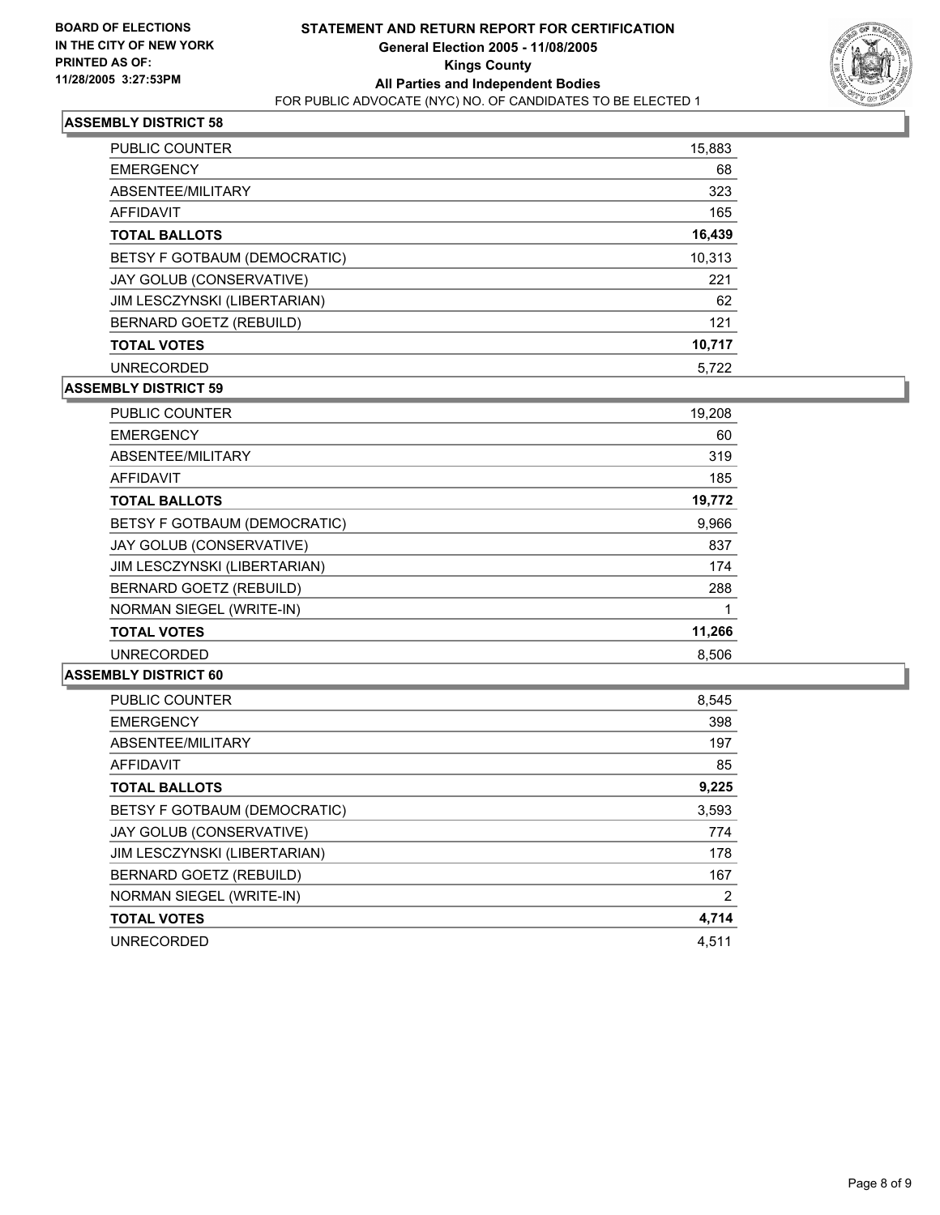**BOARD OF ELECTIONS IN THE CITY OF NEW YORK PRINTED AS OF: 11/28/2005 3:27:53PM**

# STATEMENT AND RETURN REPORT FOR CERTIFICATION
## General Election 2005 - 11/08/2005
## Kings County
## All Parties and Independent Bodies
FOR PUBLIC ADVOCATE (NYC) NO. OF CANDIDATES TO BE ELECTED 1

### ASSEMBLY DISTRICT 58

| | |
|---|---|
| PUBLIC COUNTER | 15,883 |
| EMERGENCY | 68 |
| ABSENTEE/MILITARY | 323 |
| AFFIDAVIT | 165 |
| **TOTAL BALLOTS** | **16,439** |
| BETSY F GOTBAUM (DEMOCRATIC) | 10,313 |
| JAY GOLUB (CONSERVATIVE) | 221 |
| JIM LESCZYNSKI (LIBERTARIAN) | 62 |
| BERNARD GOETZ (REBUILD) | 121 |
| **TOTAL VOTES** | **10,717** |
| UNRECORDED | 5,722 |

### ASSEMBLY DISTRICT 59

| | |
|---|---|
| PUBLIC COUNTER | 19,208 |
| EMERGENCY | 60 |
| ABSENTEE/MILITARY | 319 |
| AFFIDAVIT | 185 |
| **TOTAL BALLOTS** | **19,772** |
| BETSY F GOTBAUM (DEMOCRATIC) | 9,966 |
| JAY GOLUB (CONSERVATIVE) | 837 |
| JIM LESCZYNSKI (LIBERTARIAN) | 174 |
| BERNARD GOETZ (REBUILD) | 288 |
| NORMAN SIEGEL (WRITE-IN) | 1 |
| **TOTAL VOTES** | **11,266** |
| UNRECORDED | 8,506 |

### ASSEMBLY DISTRICT 60

| | |
|---|---|
| PUBLIC COUNTER | 8,545 |
| EMERGENCY | 398 |
| ABSENTEE/MILITARY | 197 |
| AFFIDAVIT | 85 |
| **TOTAL BALLOTS** | **9,225** |
| BETSY F GOTBAUM (DEMOCRATIC) | 3,593 |
| JAY GOLUB (CONSERVATIVE) | 774 |
| JIM LESCZYNSKI (LIBERTARIAN) | 178 |
| BERNARD GOETZ (REBUILD) | 167 |
| NORMAN SIEGEL (WRITE-IN) | 2 |
| **TOTAL VOTES** | **4,714** |
| UNRECORDED | 4,511 |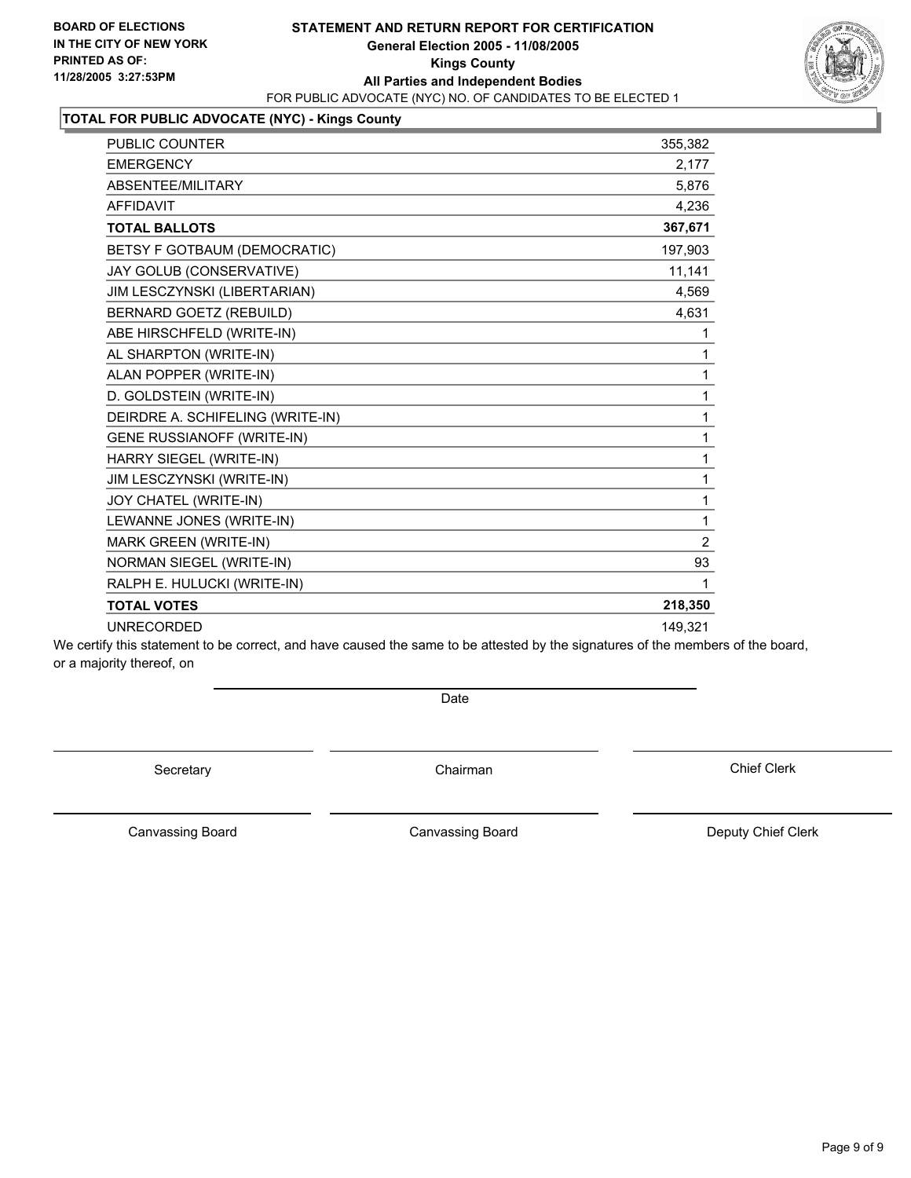**BOARD OF ELECTIONS IN THE CITY OF NEW YORK PRINTED AS OF: 11/28/2005 3:27:53PM**

# STATEMENT AND RETURN REPORT FOR CERTIFICATION

**General Election 2005 - 11/08/2005**
**Kings County**
**All Parties and Independent Bodies**
FOR PUBLIC ADVOCATE (NYC) NO. OF CANDIDATES TO BE ELECTED 1

## TOTAL FOR PUBLIC ADVOCATE (NYC) - Kings County

| | |
|---|---|
| PUBLIC COUNTER | 355,382 |
| EMERGENCY | 2,177 |
| ABSENTEE/MILITARY | 5,876 |
| AFFIDAVIT | 4,236 |
| **TOTAL BALLOTS** | **367,671** |
| BETSY F GOTBAUM (DEMOCRATIC) | 197,903 |
| JAY GOLUB (CONSERVATIVE) | 11,141 |
| JIM LESCZYNSKI (LIBERTARIAN) | 4,569 |
| BERNARD GOETZ (REBUILD) | 4,631 |
| ABE HIRSCHFELD (WRITE-IN) | 1 |
| AL SHARPTON (WRITE-IN) | 1 |
| ALAN POPPER (WRITE-IN) | 1 |
| D. GOLDSTEIN (WRITE-IN) | 1 |
| DEIRDRE A. SCHIFELING (WRITE-IN) | 1 |
| GENE RUSSIANOFF (WRITE-IN) | 1 |
| HARRY SIEGEL (WRITE-IN) | 1 |
| JIM LESCZYNSKI (WRITE-IN) | 1 |
| JOY CHATEL (WRITE-IN) | 1 |
| LEWANNE JONES (WRITE-IN) | 1 |
| MARK GREEN (WRITE-IN) | 2 |
| NORMAN SIEGEL (WRITE-IN) | 93 |
| RALPH E. HULUCKI (WRITE-IN) | 1 |
| **TOTAL VOTES** | **218,350** |
| UNRECORDED | 149,321 |

We certify this statement to be correct, and have caused the same to be attested by the signatures of the members of the board, or a majority thereof, on

Date

Secretary | Chairman | Chief Clerk

Canvassing Board | Canvassing Board | Deputy Chief Clerk